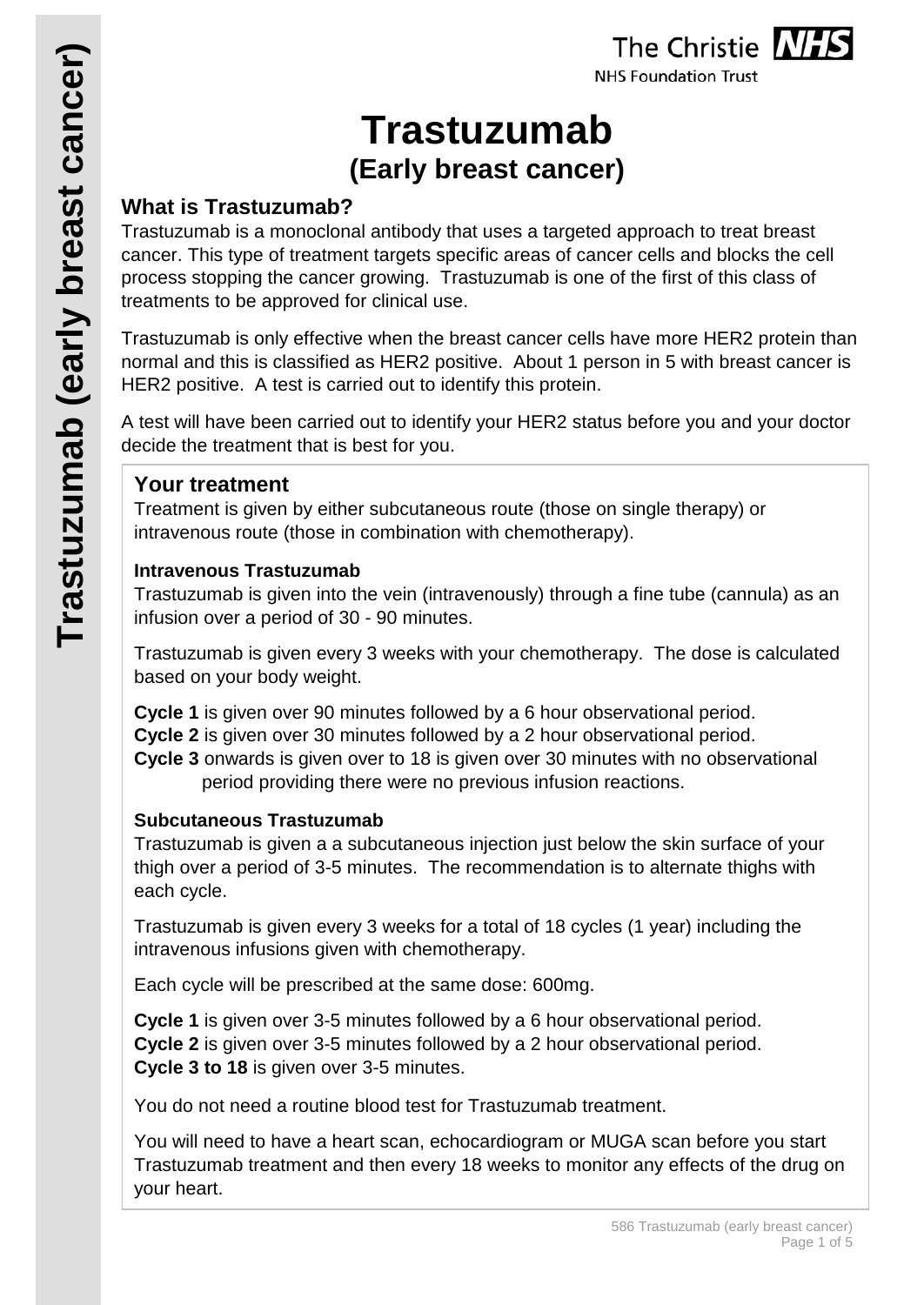# Trastuzumab
## (Early breast cancer)

### What is Trastuzumab?

Trastuzumab is a monoclonal antibody that uses a targeted approach to treat breast cancer. This type of treatment targets specific areas of cancer cells and blocks the cell process stopping the cancer growing. Trastuzumab is one of the first of this class of treatments to be approved for clinical use.

Trastuzumab is only effective when the breast cancer cells have more HER2 protein than normal and this is classified as HER2 positive. About 1 person in 5 with breast cancer is HER2 positive. A test is carried out to identify this protein.

A test will have been carried out to identify your HER2 status before you and your doctor decide the treatment that is best for you.

### Your treatment

Treatment is given by either subcutaneous route (those on single therapy) or intravenous route (those in combination with chemotherapy).

**Intravenous Trastuzumab**

Trastuzumab is given into the vein (intravenously) through a fine tube (cannula) as an infusion over a period of 30 - 90 minutes.

Trastuzumab is given every 3 weeks with your chemotherapy. The dose is calculated based on your body weight.

**Cycle 1** is given over 90 minutes followed by a 6 hour observational period.
**Cycle 2** is given over 30 minutes followed by a 2 hour observational period.
**Cycle 3** onwards is given over to 18 is given over 30 minutes with no observational period providing there were no previous infusion reactions.

**Subcutaneous Trastuzumab**

Trastuzumab is given a a subcutaneous injection just below the skin surface of your thigh over a period of 3-5 minutes. The recommendation is to alternate thighs with each cycle.

Trastuzumab is given every 3 weeks for a total of 18 cycles (1 year) including the intravenous infusions given with chemotherapy.

Each cycle will be prescribed at the same dose: 600mg.

**Cycle 1** is given over 3-5 minutes followed by a 6 hour observational period.
**Cycle 2** is given over 3-5 minutes followed by a 2 hour observational period.
**Cycle 3 to 18** is given over 3-5 minutes.

You do not need a routine blood test for Trastuzumab treatment.

You will need to have a heart scan, echocardiogram or MUGA scan before you start Trastuzumab treatment and then every 18 weeks to monitor any effects of the drug on your heart.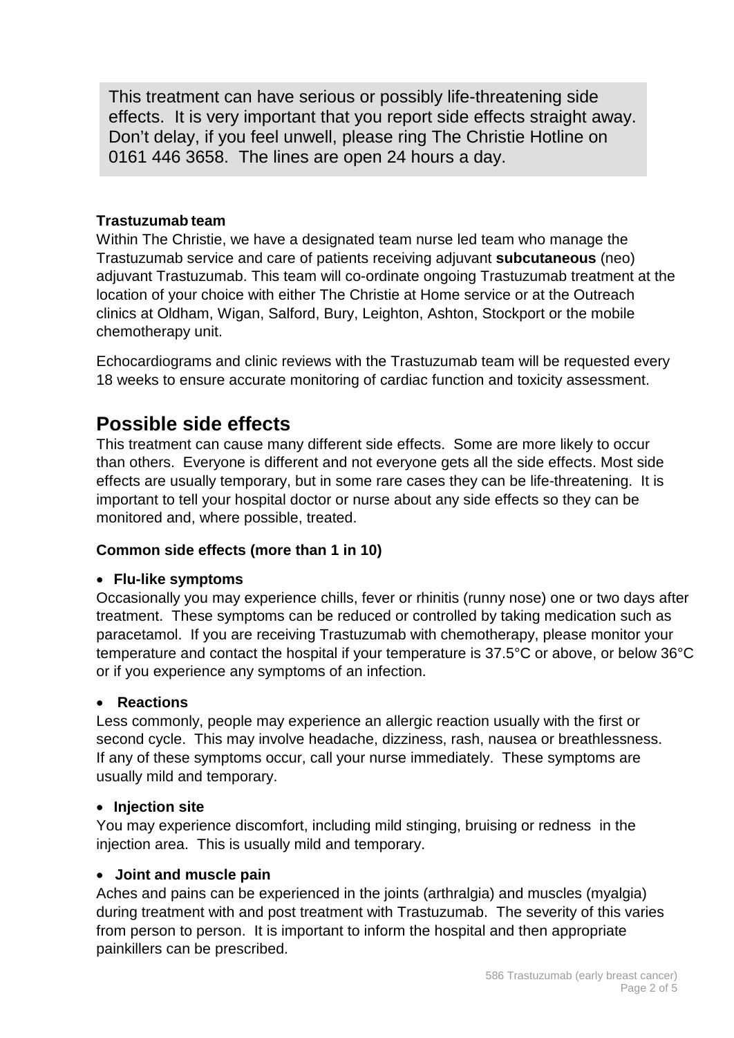> This treatment can have serious or possibly life-threatening side effects. It is very important that you report side effects straight away. Don't delay, if you feel unwell, please ring The Christie Hotline on 0161 446 3658. The lines are open 24 hours a day.

**Trastuzumab team**

Within The Christie, we have a designated team nurse led team who manage the Trastuzumab service and care of patients receiving adjuvant **subcutaneous** (neo) adjuvant Trastuzumab. This team will co-ordinate ongoing Trastuzumab treatment at the location of your choice with either The Christie at Home service or at the Outreach clinics at Oldham, Wigan, Salford, Bury, Leighton, Ashton, Stockport or the mobile chemotherapy unit.

Echocardiograms and clinic reviews with the Trastuzumab team will be requested every 18 weeks to ensure accurate monitoring of cardiac function and toxicity assessment.

## Possible side effects

This treatment can cause many different side effects. Some are more likely to occur than others. Everyone is different and not everyone gets all the side effects. Most side effects are usually temporary, but in some rare cases they can be life-threatening. It is important to tell your hospital doctor or nurse about any side effects so they can be monitored and, where possible, treated.

**Common side effects (more than 1 in 10)**

- **Flu-like symptoms**

Occasionally you may experience chills, fever or rhinitis (runny nose) one or two days after treatment. These symptoms can be reduced or controlled by taking medication such as paracetamol. If you are receiving Trastuzumab with chemotherapy, please monitor your temperature and contact the hospital if your temperature is 37.5°C or above, or below 36°C or if you experience any symptoms of an infection.

- **Reactions**

Less commonly, people may experience an allergic reaction usually with the first or second cycle. This may involve headache, dizziness, rash, nausea or breathlessness. If any of these symptoms occur, call your nurse immediately. These symptoms are usually mild and temporary.

- **Injection site**

You may experience discomfort, including mild stinging, bruising or redness in the injection area. This is usually mild and temporary.

- **Joint and muscle pain**

Aches and pains can be experienced in the joints (arthralgia) and muscles (myalgia) during treatment with and post treatment with Trastuzumab. The severity of this varies from person to person. It is important to inform the hospital and then appropriate painkillers can be prescribed.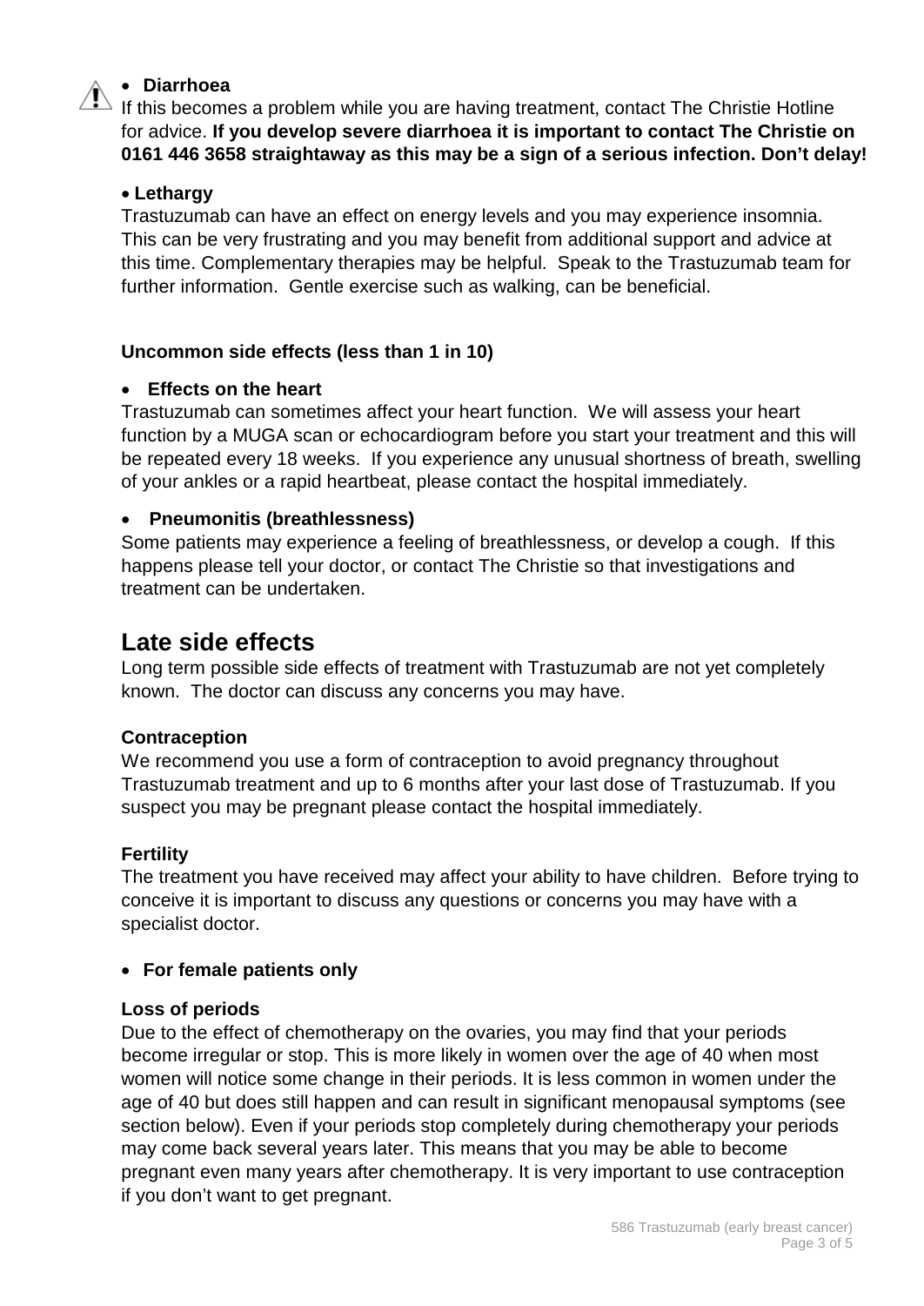- **Diarrhoea**

If this becomes a problem while you are having treatment, contact The Christie Hotline for advice. **If you develop severe diarrhoea it is important to contact The Christie on 0161 446 3658 straightaway as this may be a sign of a serious infection. Don't delay!**

- **Lethargy**

Trastuzumab can have an effect on energy levels and you may experience insomnia. This can be very frustrating and you may benefit from additional support and advice at this time. Complementary therapies may be helpful. Speak to the Trastuzumab team for further information. Gentle exercise such as walking, can be beneficial.

**Uncommon side effects (less than 1 in 10)**

- **Effects on the heart**

Trastuzumab can sometimes affect your heart function. We will assess your heart function by a MUGA scan or echocardiogram before you start your treatment and this will be repeated every 18 weeks. If you experience any unusual shortness of breath, swelling of your ankles or a rapid heartbeat, please contact the hospital immediately.

- **Pneumonitis (breathlessness)**

Some patients may experience a feeling of breathlessness, or develop a cough. If this happens please tell your doctor, or contact The Christie so that investigations and treatment can be undertaken.

# Late side effects

Long term possible side effects of treatment with Trastuzumab are not yet completely known. The doctor can discuss any concerns you may have.

**Contraception**

We recommend you use a form of contraception to avoid pregnancy throughout Trastuzumab treatment and up to 6 months after your last dose of Trastuzumab. If you suspect you may be pregnant please contact the hospital immediately.

**Fertility**

The treatment you have received may affect your ability to have children. Before trying to conceive it is important to discuss any questions or concerns you may have with a specialist doctor.

- **For female patients only**

**Loss of periods**

Due to the effect of chemotherapy on the ovaries, you may find that your periods become irregular or stop. This is more likely in women over the age of 40 when most women will notice some change in their periods. It is less common in women under the age of 40 but does still happen and can result in significant menopausal symptoms (see section below). Even if your periods stop completely during chemotherapy your periods may come back several years later. This means that you may be able to become pregnant even many years after chemotherapy. It is very important to use contraception if you don't want to get pregnant.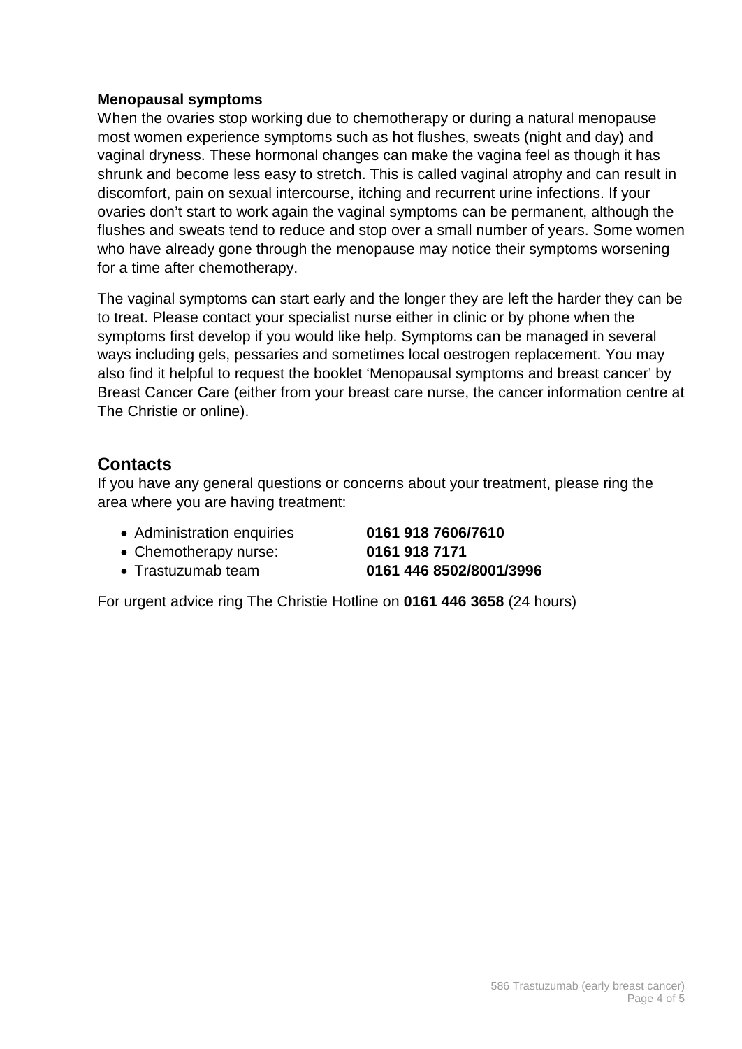**Menopausal symptoms**

When the ovaries stop working due to chemotherapy or during a natural menopause most women experience symptoms such as hot flushes, sweats (night and day) and vaginal dryness. These hormonal changes can make the vagina feel as though it has shrunk and become less easy to stretch. This is called vaginal atrophy and can result in discomfort, pain on sexual intercourse, itching and recurrent urine infections. If your ovaries don't start to work again the vaginal symptoms can be permanent, although the flushes and sweats tend to reduce and stop over a small number of years. Some women who have already gone through the menopause may notice their symptoms worsening for a time after chemotherapy.

The vaginal symptoms can start early and the longer they are left the harder they can be to treat. Please contact your specialist nurse either in clinic or by phone when the symptoms first develop if you would like help. Symptoms can be managed in several ways including gels, pessaries and sometimes local oestrogen replacement. You may also find it helpful to request the booklet 'Menopausal symptoms and breast cancer' by Breast Cancer Care (either from your breast care nurse, the cancer information centre at The Christie or online).

## Contacts

If you have any general questions or concerns about your treatment, please ring the area where you are having treatment:

- Administration enquiries **0161 918 7606/7610**
- Chemotherapy nurse: **0161 918 7171**
- Trastuzumab team **0161 446 8502/8001/3996**

For urgent advice ring The Christie Hotline on **0161 446 3658** (24 hours)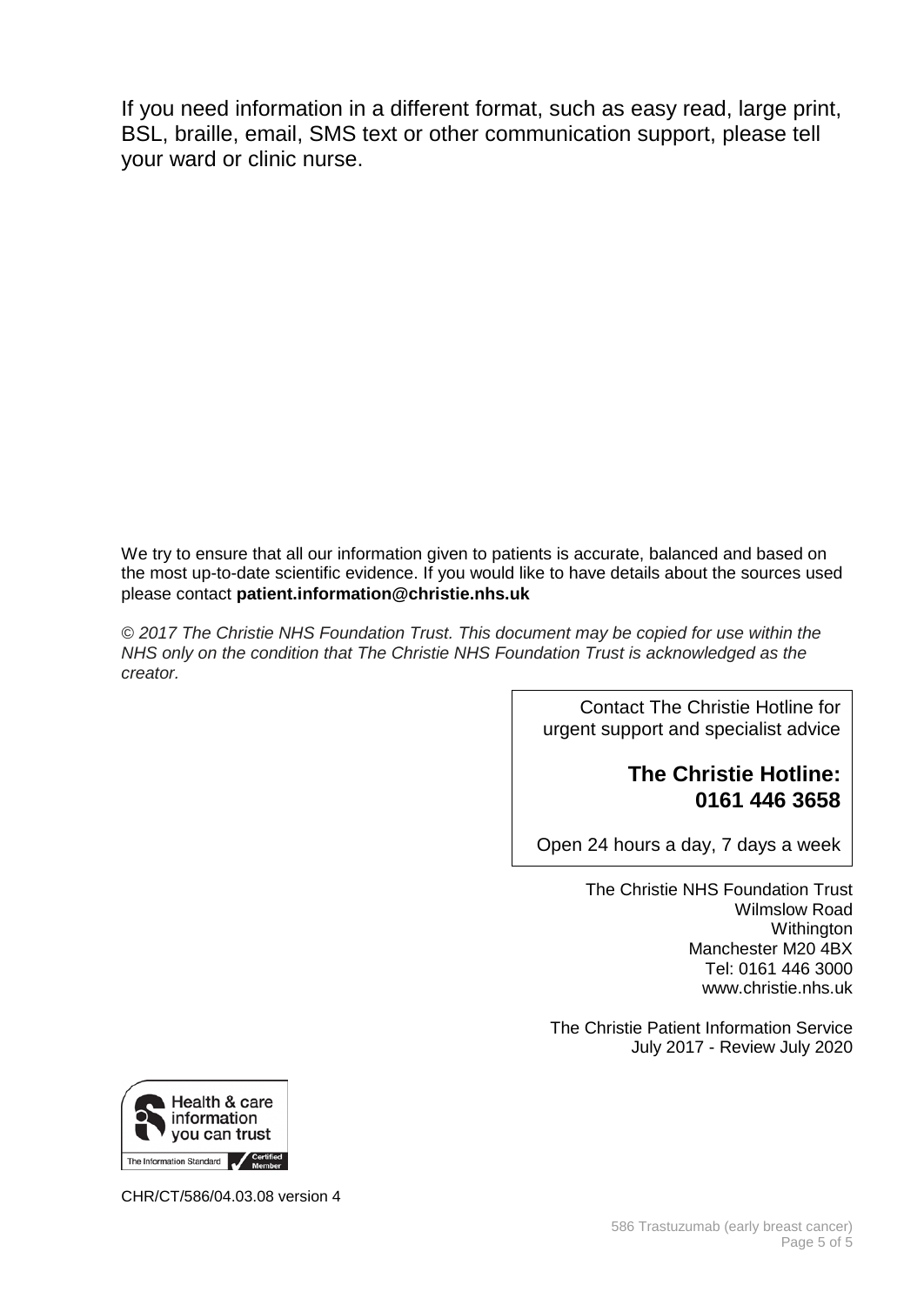If you need information in a different format, such as easy read, large print, BSL, braille, email, SMS text or other communication support, please tell your ward or clinic nurse.

We try to ensure that all our information given to patients is accurate, balanced and based on the most up-to-date scientific evidence. If you would like to have details about the sources used please contact **patient.information@christie.nhs.uk**

*© 2017 The Christie NHS Foundation Trust. This document may be copied for use within the NHS only on the condition that The Christie NHS Foundation Trust is acknowledged as the creator.*

Contact The Christie Hotline for urgent support and specialist advice

**The Christie Hotline: 0161 446 3658**

Open 24 hours a day, 7 days a week

The Christie NHS Foundation Trust
Wilmslow Road
Withington
Manchester M20 4BX
Tel: 0161 446 3000
www.christie.nhs.uk

The Christie Patient Information Service
July 2017 - Review July 2020

Health & care information you can trust
The Information Standard Certified Member

CHR/CT/586/04.03.08 version 4

586 Trastuzumab (early breast cancer)